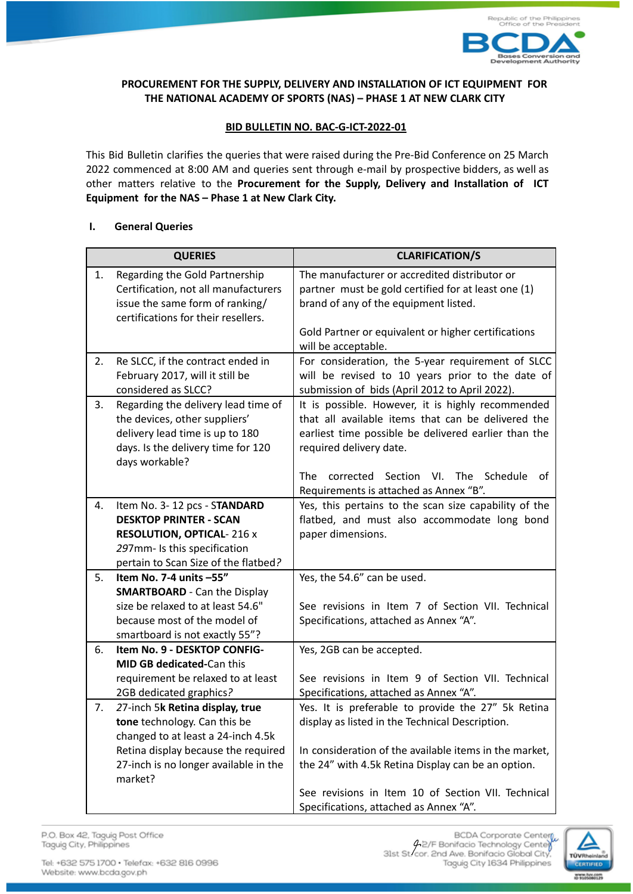**PROCUREMENT FOR THE SUPPLY, DELIVERY AND INSTALLATION OF ICT EQUIPMENT FOR THE NATIONAL ACADEMY OF SPORTS (NAS) – PHASE 1 AT NEW CLARK CITY**

**BID BULLETIN NO. BAC-G-ICT-2022-01**

This Bid Bulletin clarifies the queries that were raised during the Pre-Bid Conference on 25 March 2022 commenced at 8:00 AM and queries sent through e-mail by prospective bidders, as well as other matters relative to the **Procurement for the Supply, Delivery and Installation of ICT Equipment for the NAS – Phase 1 at New Clark City.**

## I. General Queries

| QUERIES | CLARIFICATION/S |
|---|---|
| 1. Regarding the Gold Partnership Certification, not all manufacturers issue the same form of ranking/ certifications for their resellers. | The manufacturer or accredited distributor or partner must be gold certified for at least one (1) brand of any of the equipment listed.<br><br>Gold Partner or equivalent or higher certifications will be acceptable. |
| 2. Re SLCC, if the contract ended in February 2017, will it still be considered as SLCC? | For consideration, the 5-year requirement of SLCC will be revised to 10 years prior to the date of submission of bids (April 2012 to April 2022). |
| 3. Regarding the delivery lead time of the devices, other suppliers' delivery lead time is up to 180 days. Is the delivery time for 120 days workable? | It is possible. However, it is highly recommended that all available items that can be delivered the earliest time possible be delivered earlier than the required delivery date.<br><br>The corrected Section VI. The Schedule of Requirements is attached as Annex "B". |
| 4. Item No. 3- 12 pcs - S**TANDARD DESKTOP PRINTER - SCAN RESOLUTION, OPTICAL**- 216 x *297*mm- Is this specification pertain to Scan Size of the flatbed*?* | Yes, this pertains to the scan size capability of the flatbed, and must also accommodate long bond paper dimensions. |
| 5. **Item No. 7-4 units –55" SMARTBOARD** - Can the Display size be relaxed to at least 54.6" because most of the model of smartboard is not exactly 55"? | Yes, the 54.6" can be used.<br><br>See revisions in Item 7 of Section VII. Technical Specifications, attached as Annex "A". |
| 6. **Item No. 9 - DESKTOP CONFIG-MID GB dedicated**-Can this requirement be relaxed to at least 2GB dedicated graphics*?* | Yes, 2GB can be accepted.<br><br>See revisions in Item 9 of Section VII. Technical Specifications, attached as Annex "A". |
| 7. *27*-inch 5**k Retina display, true tone** technology. Can this be changed to at least a 24-inch 4.5k Retina display because the required 27-inch is no longer available in the market? | Yes. It is preferable to provide the 27" 5k Retina display as listed in the Technical Description.<br><br>In consideration of the available items in the market, the 24" with 4.5k Retina Display can be an option.<br><br>See revisions in Item 10 of Section VII. Technical Specifications, attached as Annex "A". |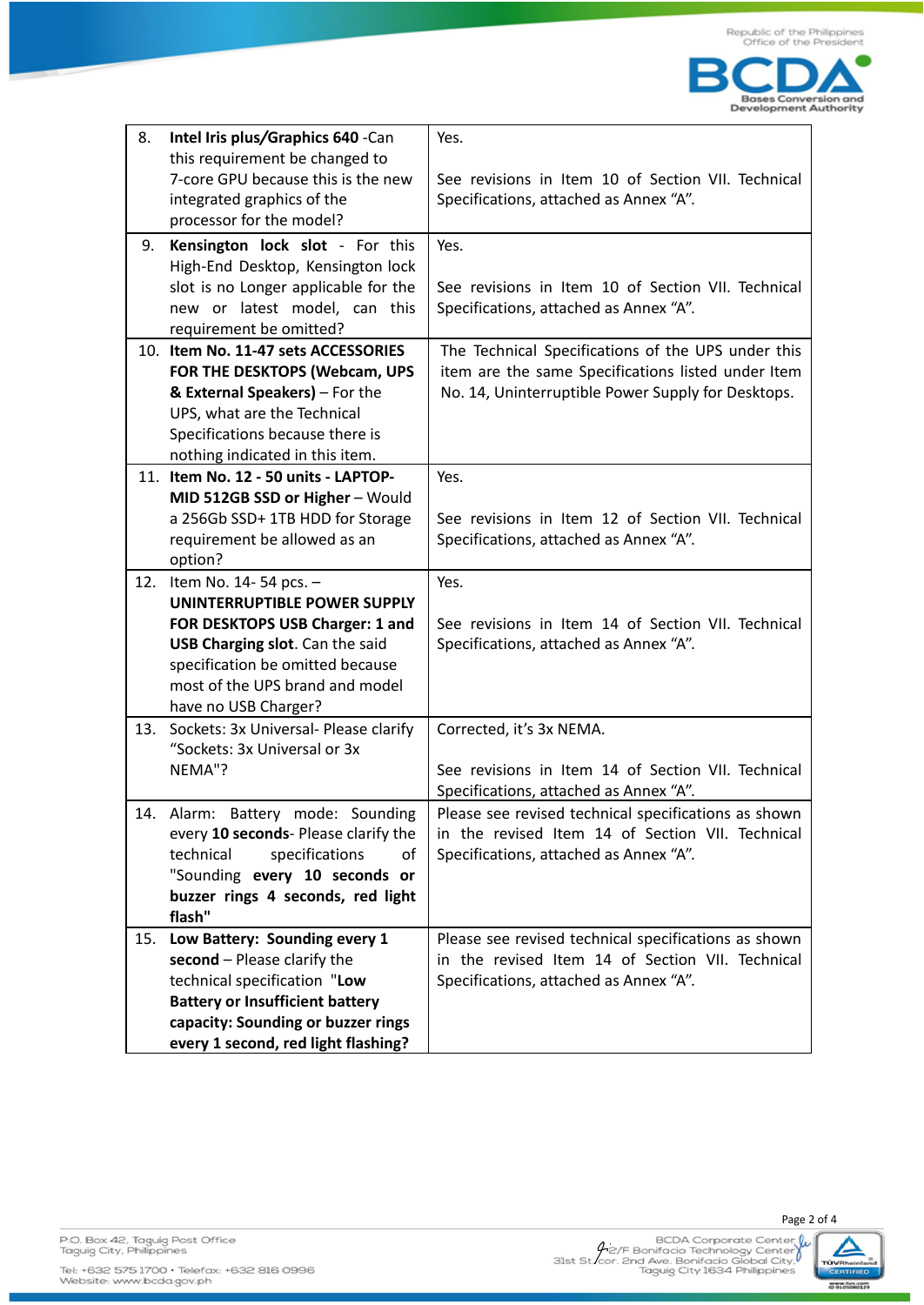| | |
|---|---|
| 8. **Intel Iris plus/Graphics 640** -Can this requirement be changed to 7-core GPU because this is the new integrated graphics of the processor for the model? | Yes.<br><br>See revisions in Item 10 of Section VII. Technical Specifications, attached as Annex "A". |
| 9. **Kensington lock slot** - For this High-End Desktop, Kensington lock slot is no Longer applicable for the new or latest model, can this requirement be omitted? | Yes.<br><br>See revisions in Item 10 of Section VII. Technical Specifications, attached as Annex "A". |
| 10. **Item No. 11-47 sets ACCESSORIES FOR THE DESKTOPS (Webcam, UPS & External Speakers)** – For the UPS, what are the Technical Specifications because there is nothing indicated in this item. | The Technical Specifications of the UPS under this item are the same Specifications listed under Item No. 14, Uninterruptible Power Supply for Desktops. |
| 11. **Item No. 12 - 50 units - LAPTOP-MID 512GB SSD or Higher** – Would a 256Gb SSD+ 1TB HDD for Storage requirement be allowed as an option? | Yes.<br><br>See revisions in Item 12 of Section VII. Technical Specifications, attached as Annex "A". |
| 12. Item No. 14- 54 pcs. – **UNINTERRUPTIBLE POWER SUPPLY FOR DESKTOPS USB Charger: 1 and USB Charging slot**. Can the said specification be omitted because most of the UPS brand and model have no USB Charger? | Yes.<br><br>See revisions in Item 14 of Section VII. Technical Specifications, attached as Annex "A". |
| 13. Sockets: 3x Universal- Please clarify "Sockets: 3x Universal or 3x NEMA"? | Corrected, it's 3x NEMA.<br><br>See revisions in Item 14 of Section VII. Technical Specifications, attached as Annex "A". |
| 14. Alarm: Battery mode: Sounding every **10 seconds**- Please clarify the technical specifications of "Sounding **every 10 seconds or buzzer rings 4 seconds, red light flash"** | Please see revised technical specifications as shown in the revised Item 14 of Section VII. Technical Specifications, attached as Annex "A". |
| 15. **Low Battery: Sounding every 1 second** – Please clarify the technical specification "**Low Battery or Insufficient battery capacity: Sounding or buzzer rings every 1 second, red light flashing?** | Please see revised technical specifications as shown in the revised Item 14 of Section VII. Technical Specifications, attached as Annex "A". |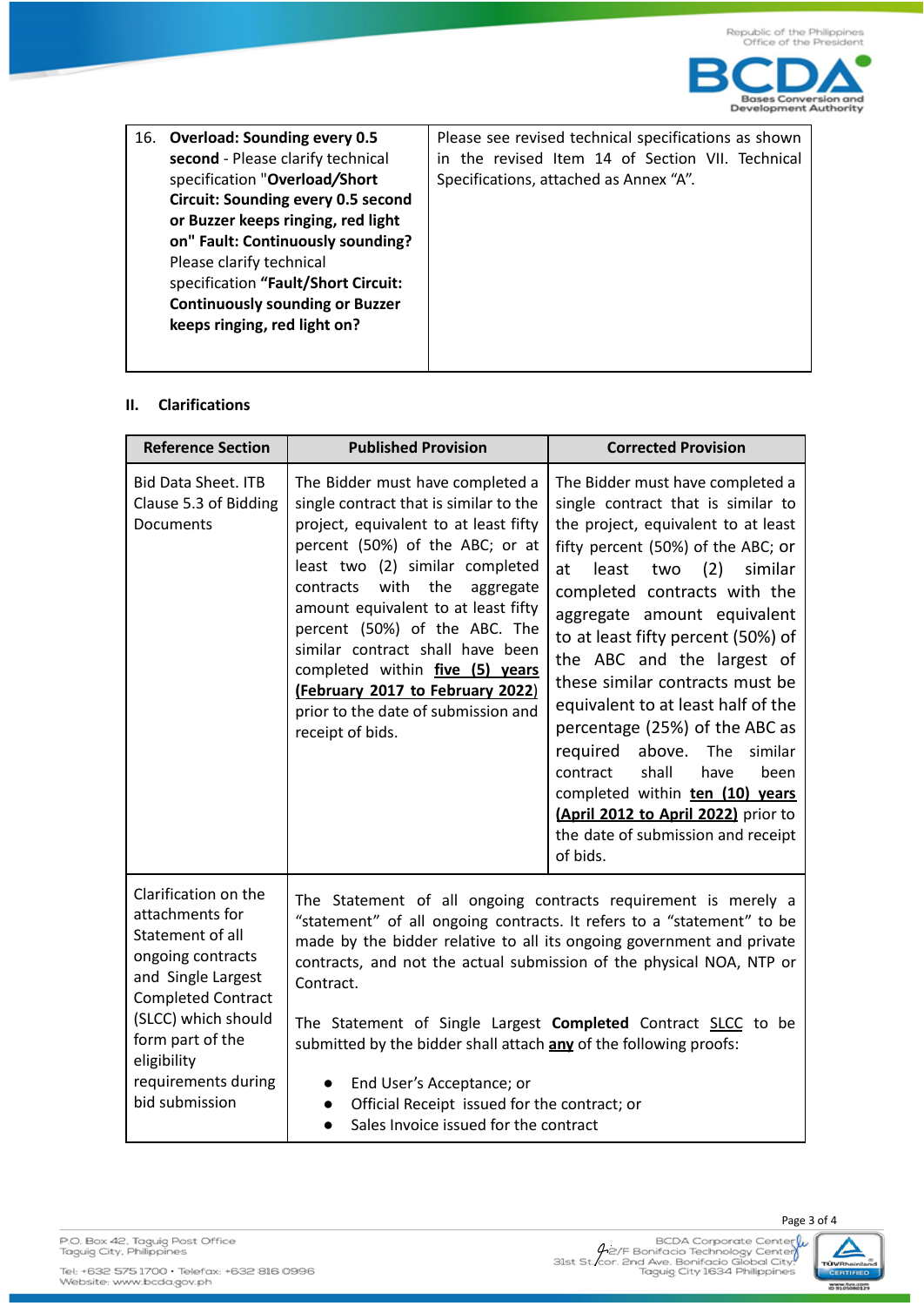| | |
|---|---|
| 16. **Overload: Sounding every 0.5 second** - Please clarify technical specification "**Overload/Short Circuit: Sounding every 0.5 second or Buzzer keeps ringing, red light on" Fault: Continuously sounding?** Please clarify technical specification **"Fault/Short Circuit: Continuously sounding or Buzzer keeps ringing, red light on?** | Please see revised technical specifications as shown in the revised Item 14 of Section VII. Technical Specifications, attached as Annex "A". |

## II. Clarifications

| Reference Section | Published Provision | Corrected Provision |
|---|---|---|
| Bid Data Sheet. ITB Clause 5.3 of Bidding Documents | The Bidder must have completed a single contract that is similar to the project, equivalent to at least fifty percent (50%) of the ABC; or at least two (2) similar completed contracts with the aggregate amount equivalent to at least fifty percent (50%) of the ABC. The similar contract shall have been completed within **five (5) years (February 2017 to February 2022)** prior to the date of submission and receipt of bids. | The Bidder must have completed a single contract that is similar to the project, equivalent to at least fifty percent (50%) of the ABC; or at least two (2) similar completed contracts with the aggregate amount equivalent to at least fifty percent (50%) of the ABC and the largest of these similar contracts must be equivalent to at least half of the percentage (25%) of the ABC as required above. The similar contract shall have been completed within **ten (10) years (April 2012 to April 2022)** prior to the date of submission and receipt of bids. |
| Clarification on the attachments for Statement of all ongoing contracts and Single Largest Completed Contract (SLCC) which should form part of the eligibility requirements during bid submission | The Statement of all ongoing contracts requirement is merely a "statement" of all ongoing contracts. It refers to a "statement" to be made by the bidder relative to all its ongoing government and private contracts, and not the actual submission of the physical NOA, NTP or Contract.<br><br>The Statement of Single Largest **Completed** Contract SLCC to be submitted by the bidder shall attach **any** of the following proofs:<br><br>• End User's Acceptance; or<br>• Official Receipt issued for the contract; or<br>• Sales Invoice issued for the contract | |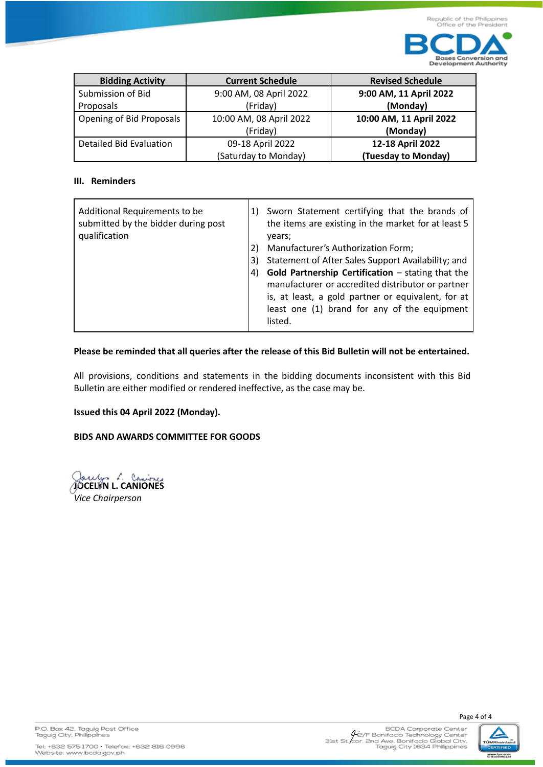| Bidding Activity | Current Schedule | Revised Schedule |
|---|---|---|
| Submission of Bid Proposals | 9:00 AM, 08 April 2022 (Friday) | **9:00 AM, 11 April 2022 (Monday)** |
| Opening of Bid Proposals | 10:00 AM, 08 April 2022 (Friday) | **10:00 AM, 11 April 2022 (Monday)** |
| Detailed Bid Evaluation | 09-18 April 2022 (Saturday to Monday) | **12-18 April 2022 (Tuesday to Monday)** |

### III. Reminders

| | |
|---|---|
| Additional Requirements to be submitted by the bidder during post qualification | 1) Sworn Statement certifying that the brands of the items are existing in the market for at least 5 years;<br>2) Manufacturer's Authorization Form;<br>3) Statement of After Sales Support Availability; and<br>4) **Gold Partnership Certification** – stating that the manufacturer or accredited distributor or partner is, at least, a gold partner or equivalent, for at least one (1) brand for any of the equipment listed. |

**Please be reminded that all queries after the release of this Bid Bulletin will not be entertained.**

All provisions, conditions and statements in the bidding documents inconsistent with this Bid Bulletin are either modified or rendered ineffective, as the case may be.

**Issued this 04 April 2022 (Monday).**

**BIDS AND AWARDS COMMITTEE FOR GOODS**

**JOCELYN L. CANIONES**
*Vice Chairperson*